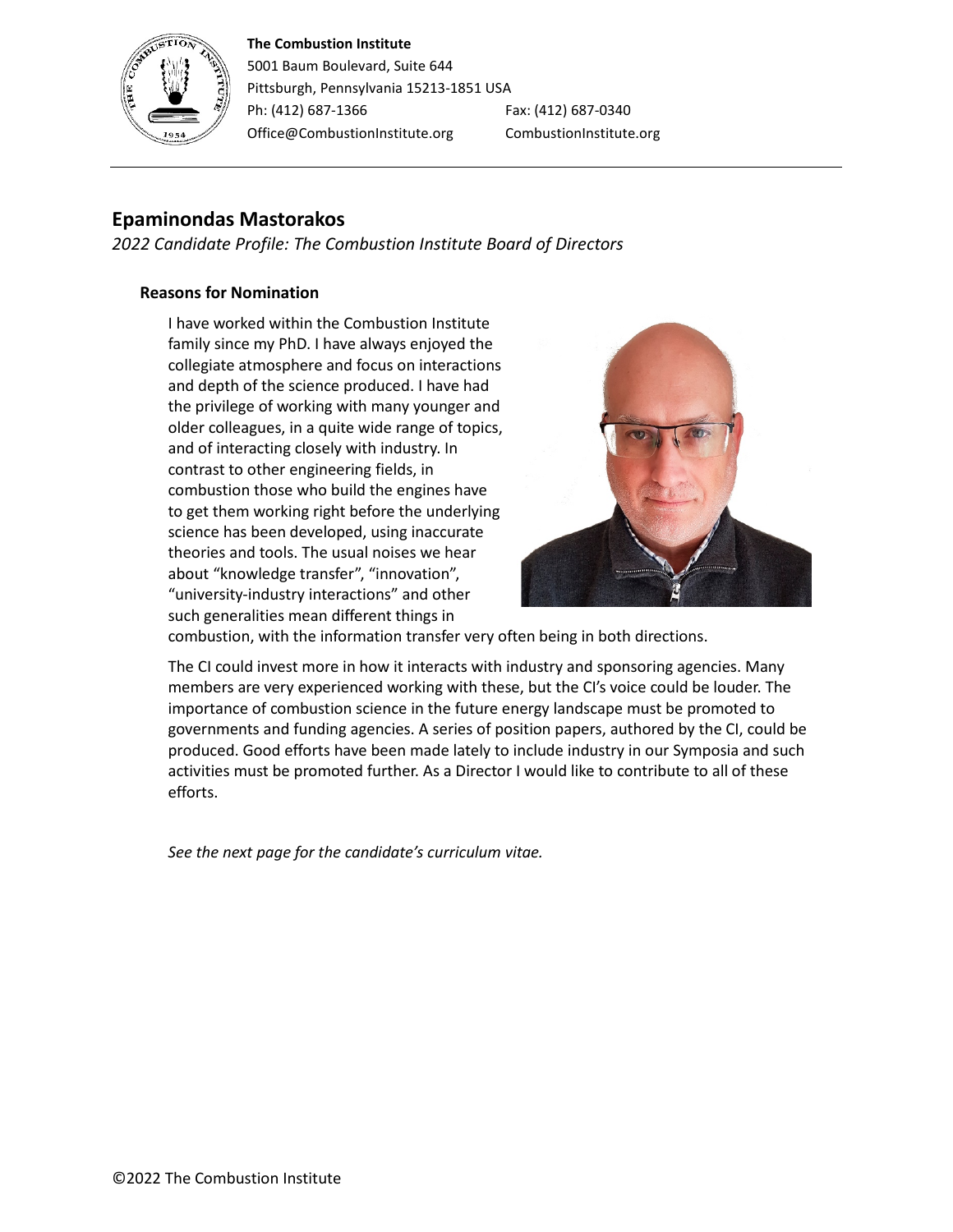**The Combustion Institute**
5001 Baum Boulevard, Suite 644
Pittsburgh, Pennsylvania 15213-1851 USA
Ph: (412) 687-1366 Fax: (412) 687-0340
Office@CombustionInstitute.org CombustionInstitute.org

## Epaminondas Mastorakos

*2022 Candidate Profile: The Combustion Institute Board of Directors*

### Reasons for Nomination

I have worked within the Combustion Institute family since my PhD. I have always enjoyed the collegiate atmosphere and focus on interactions and depth of the science produced. I have had the privilege of working with many younger and older colleagues, in a quite wide range of topics, and of interacting closely with industry. In contrast to other engineering fields, in combustion those who build the engines have to get them working right before the underlying science has been developed, using inaccurate theories and tools. The usual noises we hear about "knowledge transfer", "innovation", "university-industry interactions" and other such generalities mean different things in combustion, with the information transfer very often being in both directions.

The CI could invest more in how it interacts with industry and sponsoring agencies. Many members are very experienced working with these, but the CI's voice could be louder. The importance of combustion science in the future energy landscape must be promoted to governments and funding agencies. A series of position papers, authored by the CI, could be produced. Good efforts have been made lately to include industry in our Symposia and such activities must be promoted further. As a Director I would like to contribute to all of these efforts.

*See the next page for the candidate's curriculum vitae.*

©2022 The Combustion Institute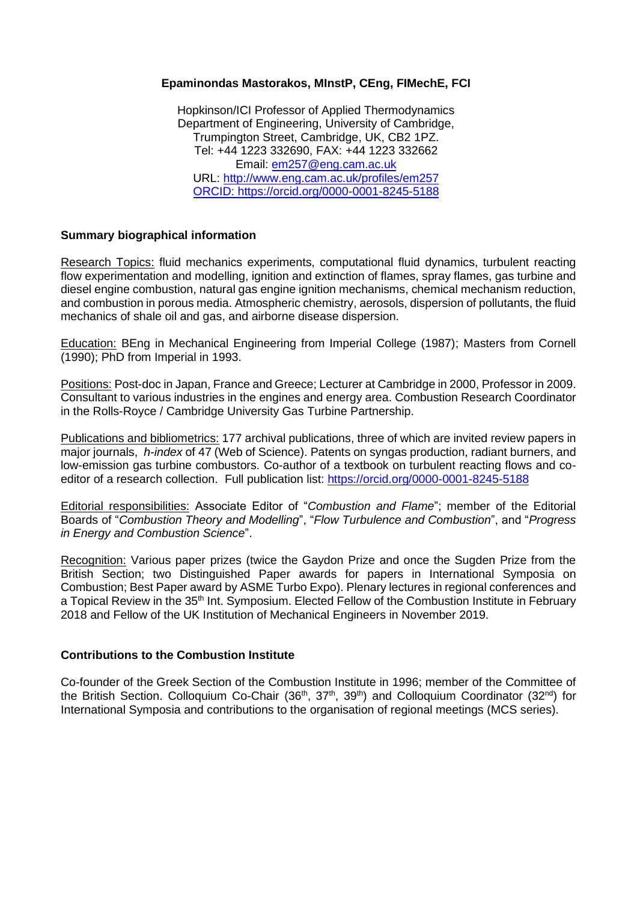**Epaminondas Mastorakos, MInstP, CEng, FIMechE, FCI**

Hopkinson/ICI Professor of Applied Thermodynamics
Department of Engineering, University of Cambridge,
Trumpington Street, Cambridge, UK, CB2 1PZ.
Tel: +44 1223 332690, FAX: +44 1223 332662
Email: em257@eng.cam.ac.uk
URL: http://www.eng.cam.ac.uk/profiles/em257
ORCID: https://orcid.org/0000-0001-8245-5188

## Summary biographical information

Research Topics: fluid mechanics experiments, computational fluid dynamics, turbulent reacting flow experimentation and modelling, ignition and extinction of flames, spray flames, gas turbine and diesel engine combustion, natural gas engine ignition mechanisms, chemical mechanism reduction, and combustion in porous media. Atmospheric chemistry, aerosols, dispersion of pollutants, the fluid mechanics of shale oil and gas, and airborne disease dispersion.

Education: BEng in Mechanical Engineering from Imperial College (1987); Masters from Cornell (1990); PhD from Imperial in 1993.

Positions: Post-doc in Japan, France and Greece; Lecturer at Cambridge in 2000, Professor in 2009. Consultant to various industries in the engines and energy area. Combustion Research Coordinator in the Rolls-Royce / Cambridge University Gas Turbine Partnership.

Publications and bibliometrics: 177 archival publications, three of which are invited review papers in major journals, *h-index* of 47 (Web of Science). Patents on syngas production, radiant burners, and low-emission gas turbine combustors. Co-author of a textbook on turbulent reacting flows and co-editor of a research collection. Full publication list: https://orcid.org/0000-0001-8245-5188

Editorial responsibilities: Associate Editor of "*Combustion and Flame*"; member of the Editorial Boards of "*Combustion Theory and Modelling*", "*Flow Turbulence and Combustion*", and "*Progress in Energy and Combustion Science*".

Recognition: Various paper prizes (twice the Gaydon Prize and once the Sugden Prize from the British Section; two Distinguished Paper awards for papers in International Symposia on Combustion; Best Paper award by ASME Turbo Expo). Plenary lectures in regional conferences and a Topical Review in the 35th Int. Symposium. Elected Fellow of the Combustion Institute in February 2018 and Fellow of the UK Institution of Mechanical Engineers in November 2019.

## Contributions to the Combustion Institute

Co-founder of the Greek Section of the Combustion Institute in 1996; member of the Committee of the British Section. Colloquium Co-Chair (36th, 37th, 39th) and Colloquium Coordinator (32nd) for International Symposia and contributions to the organisation of regional meetings (MCS series).